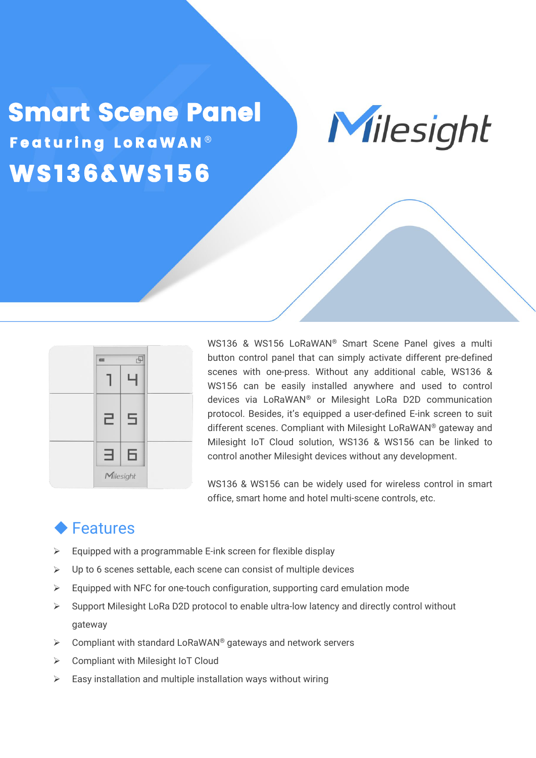# Smart Scene Panel

## Featuring LoRaWAN®

# WS136&WS156

Milesight

WS136 & WS156 LoRaWAN® Smart Scene Panel gives a multi button control panel that can simply activate different pre-defined scenes with one-press. Without any additional cable, WS136 & WS156 can be easily installed anywhere and used to control devices via LoRaWAN® or Milesight LoRa D2D communication protocol. Besides, it's equipped a user-defined E-ink screen to suit different scenes. Compliant with Milesight LoRaWAN® gateway and Milesight IoT Cloud solution, WS136 & WS156 can be linked to control another Milesight devices without any development.

WS136 & WS156 can be widely used for wireless control in smart office, smart home and hotel multi-scene controls, etc.

## Features

- Equipped with a programmable E-ink screen for flexible display
- Up to 6 scenes settable, each scene can consist of multiple devices
- Equipped with NFC for one-touch configuration, supporting card emulation mode
- Support Milesight LoRa D2D protocol to enable ultra-low latency and directly control without gateway
- Compliant with standard LoRaWAN® gateways and network servers
- Compliant with Milesight IoT Cloud
- Easy installation and multiple installation ways without wiring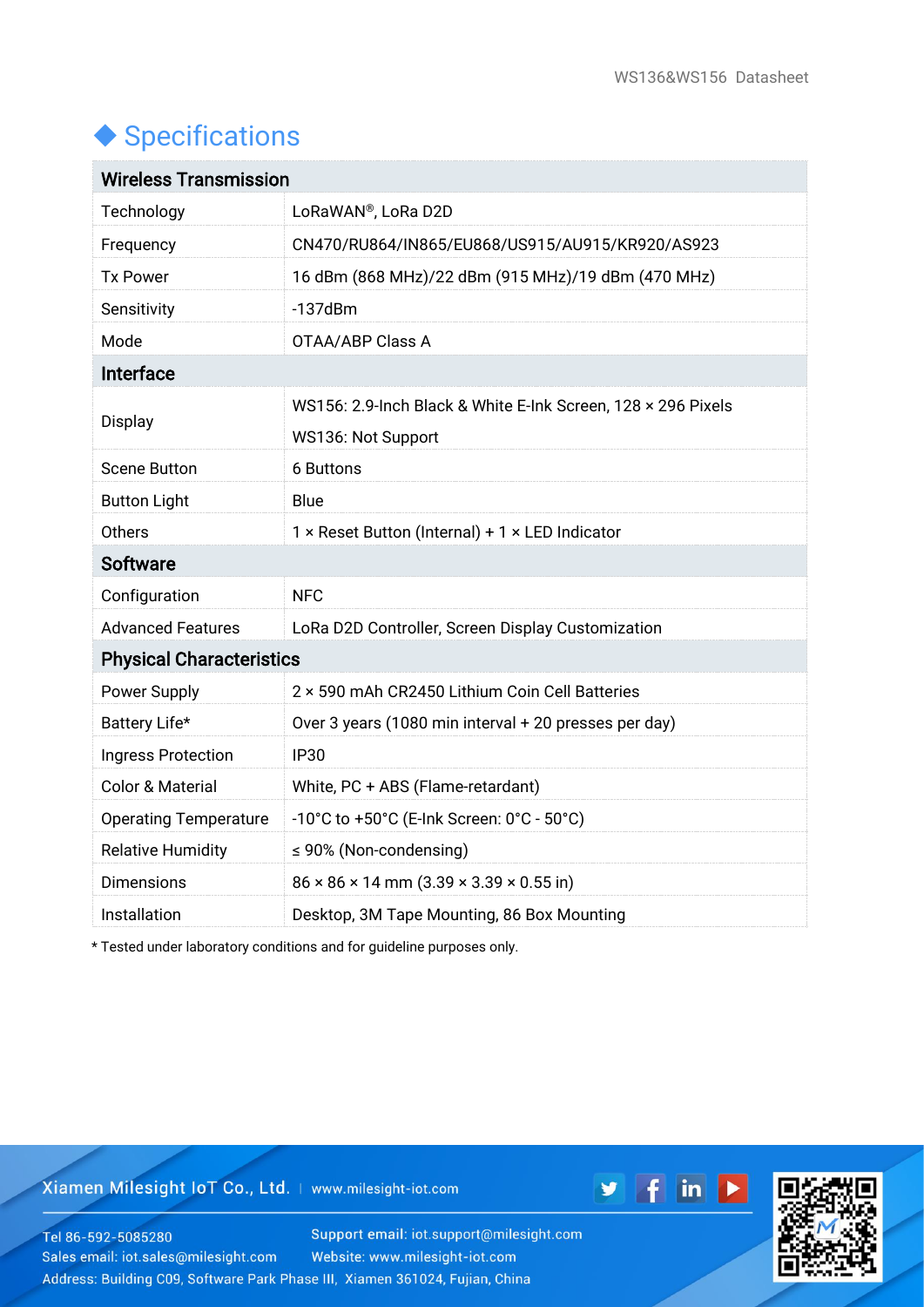## Specifications

| | |
|---|---|
| **Wireless Transmission** | |
| Technology | LoRaWAN®, LoRa D2D |
| Frequency | CN470/RU864/IN865/EU868/US915/AU915/KR920/AS923 |
| Tx Power | 16 dBm (868 MHz)/22 dBm (915 MHz)/19 dBm (470 MHz) |
| Sensitivity | -137dBm |
| Mode | OTAA/ABP Class A |
| **Interface** | |
| Display | WS156: 2.9-Inch Black & White E-Ink Screen, 128 × 296 Pixels<br>WS136: Not Support |
| Scene Button | 6 Buttons |
| Button Light | Blue |
| Others | 1 × Reset Button (Internal) + 1 × LED Indicator |
| **Software** | |
| Configuration | NFC |
| Advanced Features | LoRa D2D Controller, Screen Display Customization |
| **Physical Characteristics** | |
| Power Supply | 2 × 590 mAh CR2450 Lithium Coin Cell Batteries |
| Battery Life* | Over 3 years (1080 min interval + 20 presses per day) |
| Ingress Protection | IP30 |
| Color & Material | White, PC + ABS (Flame-retardant) |
| Operating Temperature | -10°C to +50°C (E-Ink Screen: 0°C - 50°C) |
| Relative Humidity | ≤ 90% (Non-condensing) |
| Dimensions | 86 × 86 × 14 mm (3.39 × 3.39 × 0.55 in) |
| Installation | Desktop, 3M Tape Mounting, 86 Box Mounting |

* Tested under laboratory conditions and for guideline purposes only.

Xiamen Milesight IoT Co., Ltd. | www.milesight-iot.com

Tel 86-592-5085280
Sales email: iot.sales@milesight.com
Support email: iot.support@milesight.com
Website: www.milesight-iot.com
Address: Building C09, Software Park Phase III, Xiamen 361024, Fujian, China